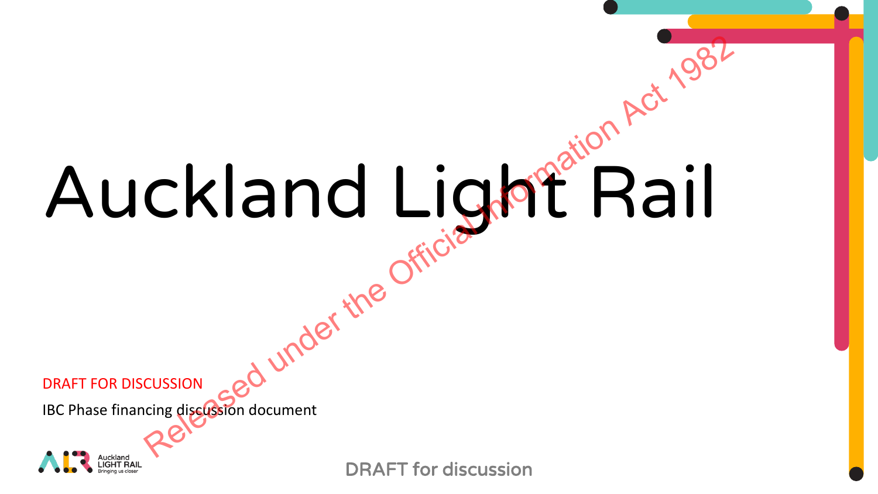# Auckland Light Rail

DRAFT FOR DISCUSSION

IBC Phase financing discussion document

Released under the Official Information Act 1982

Auckland LIGHT RAIL Bringing us closer

DRAFT for discussion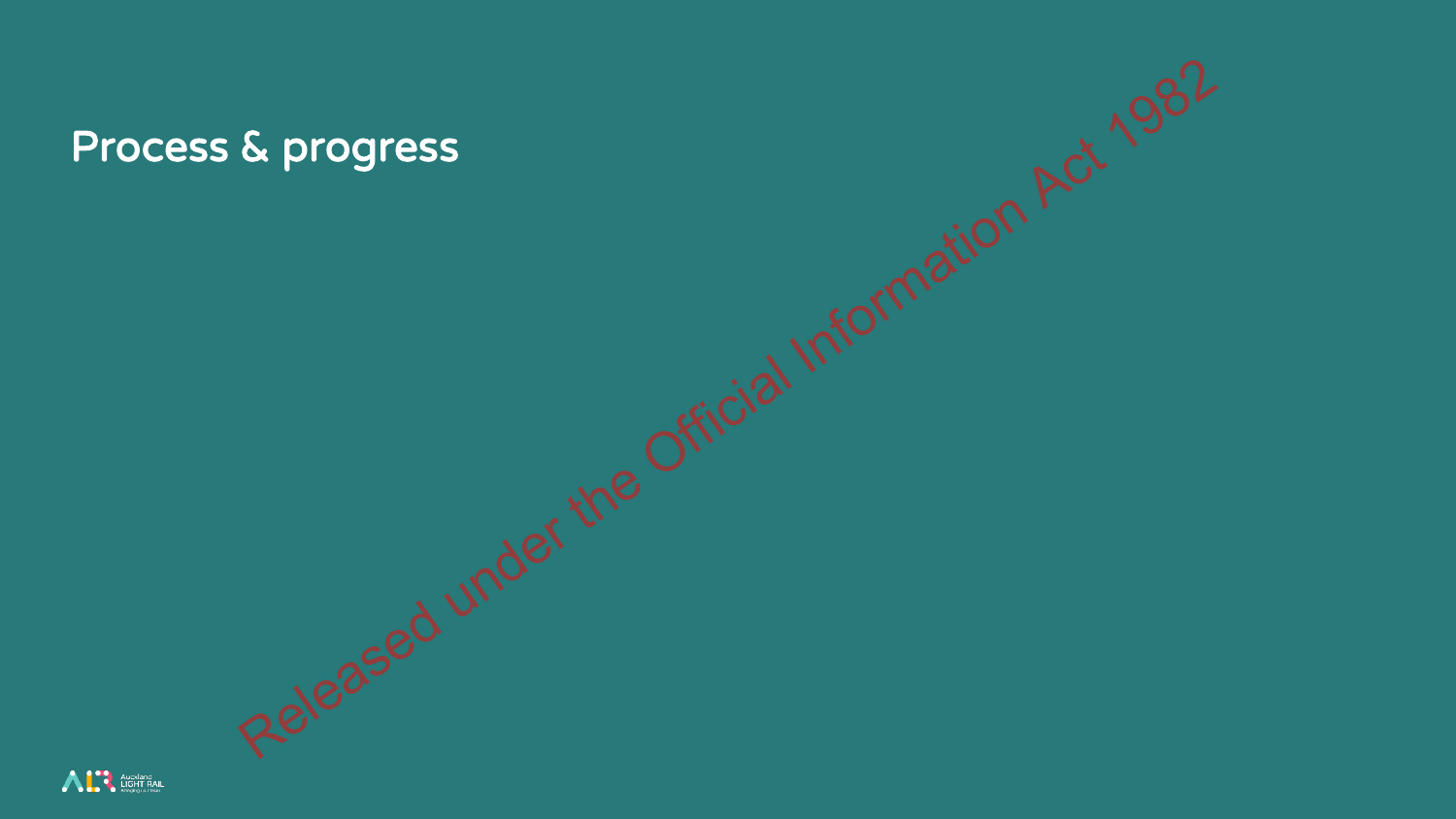# Process & progress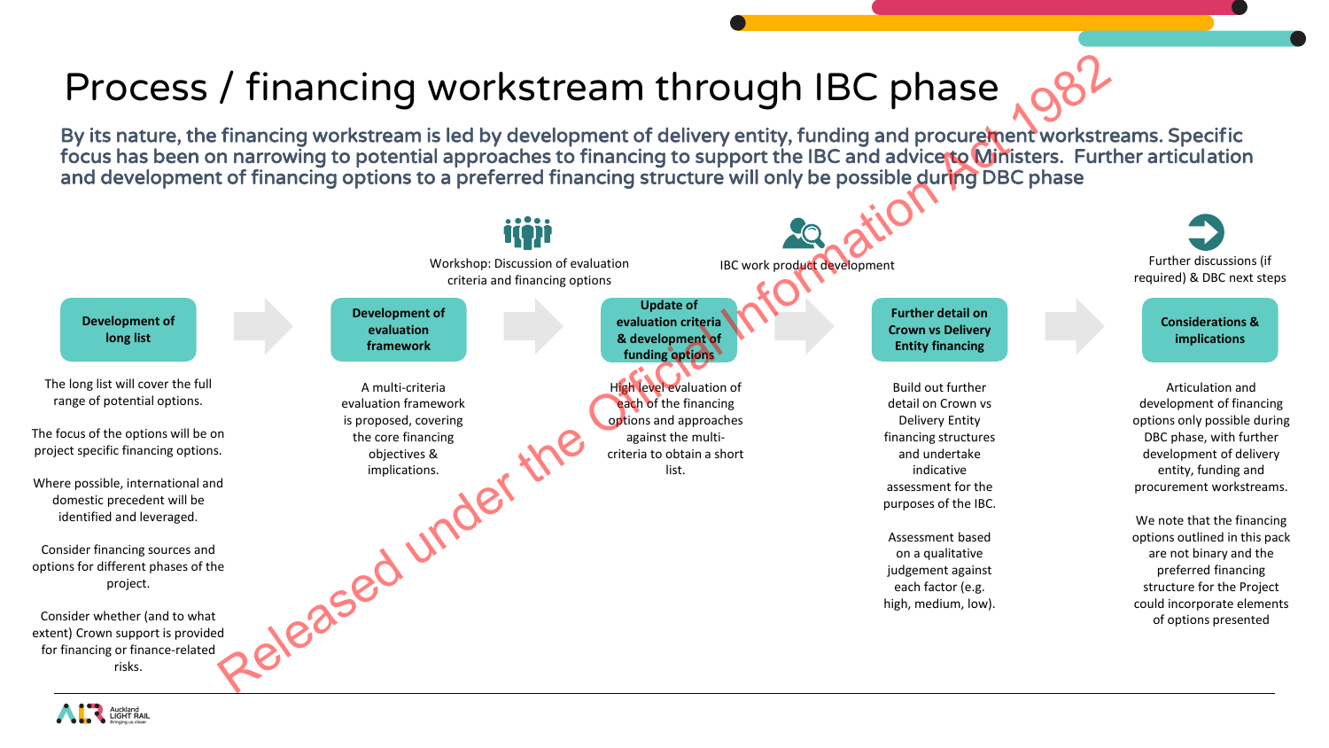# Process / financing workstream through IBC phase

**By its nature, the financing workstream is led by development of delivery entity, funding and procurement workstreams. Specific focus has been on narrowing to potential approaches to financing to support the IBC and advice to Ministers. Further articulation and development of financing options to a preferred financing structure will only be possible during DBC phase**

### Development of long list

The long list will cover the full range of potential options.

The focus of the options will be on project specific financing options.

Where possible, international and domestic precedent will be identified and leveraged.

Consider financing sources and options for different phases of the project.

Consider whether (and to what extent) Crown support is provided for financing or finance-related risks.

### Development of evaluation framework

A multi-criteria evaluation framework is proposed, covering the core financing objectives & implications.

*Workshop: Discussion of evaluation criteria and financing options*

### Update of evaluation criteria & development of funding options

High level evaluation of each of the financing options and approaches against the multi-criteria to obtain a short list.

*IBC work product development*

### Further detail on Crown vs Delivery Entity financing

Build out further detail on Crown vs Delivery Entity financing structures and undertake indicative assessment for the purposes of the IBC.

Assessment based on a qualitative judgement against each factor (e.g. high, medium, low).

*Further discussions (if required) & DBC next steps*

### Considerations & implications

Articulation and development of financing options only possible during DBC phase, with further development of delivery entity, funding and procurement workstreams.

We note that the financing options outlined in this pack are not binary and the preferred financing structure for the Project could incorporate elements of options presented

Released under the Official Information Act 1982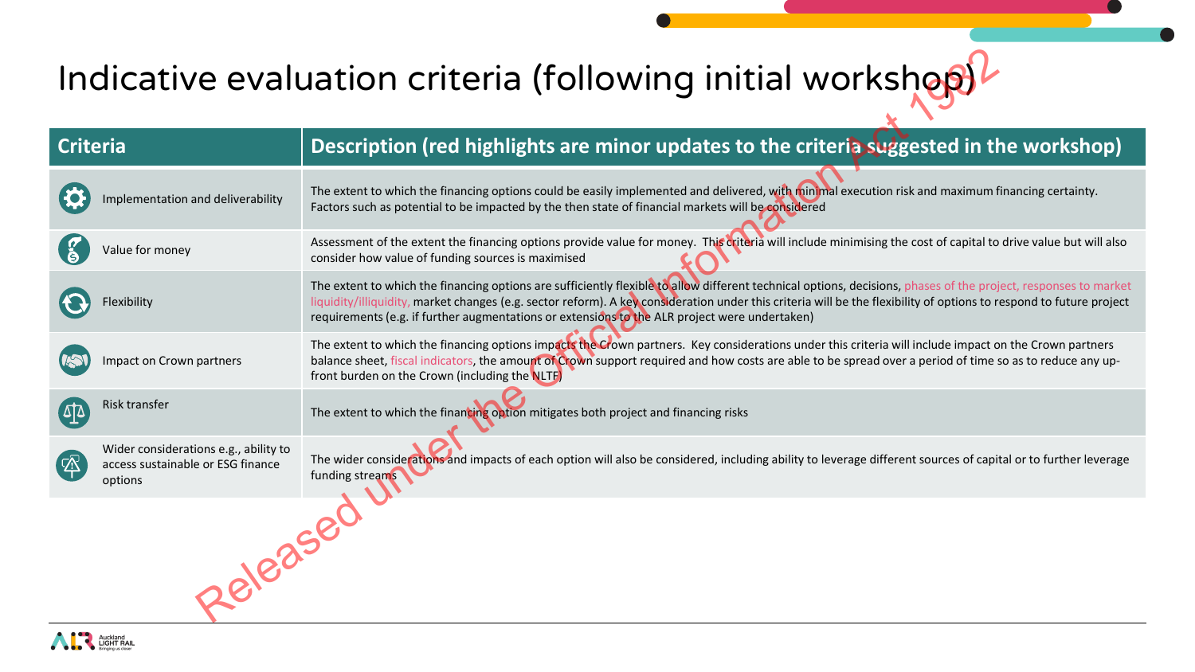# Indicative evaluation criteria (following initial workshop)

| Criteria | Description (red highlights are minor updates to the criteria suggested in the workshop) |
|---|---|
| Implementation and deliverability | The extent to which the financing options could be easily implemented and delivered, with minimal execution risk and maximum financing certainty. Factors such as potential to be impacted by the then state of financial markets will be considered |
| Value for money | Assessment of the extent the financing options provide value for money. This criteria will include minimising the cost of capital to drive value but will also consider how value of funding sources is maximised |
| Flexibility | The extent to which the financing options are sufficiently flexible to allow different technical options, decisions, phases of the project, responses to market liquidity/illiquidity, market changes (e.g. sector reform). A key consideration under this criteria will be the flexibility of options to respond to future project requirements (e.g. if further augmentations or extensions to the ALR project were undertaken) |
| Impact on Crown partners | The extent to which the financing options impacts the Crown partners. Key considerations under this criteria will include impact on the Crown partners balance sheet, fiscal indicators, the amount of Crown support required and how costs are able to be spread over a period of time so as to reduce any up-front burden on the Crown (including the NLTF) |
| Risk transfer | The extent to which the financing option mitigates both project and financing risks |
| Wider considerations e.g., ability to access sustainable or ESG finance options | The wider considerations and impacts of each option will also be considered, including ability to leverage different sources of capital or to further leverage funding streams |

Released under the Official Information Act 1982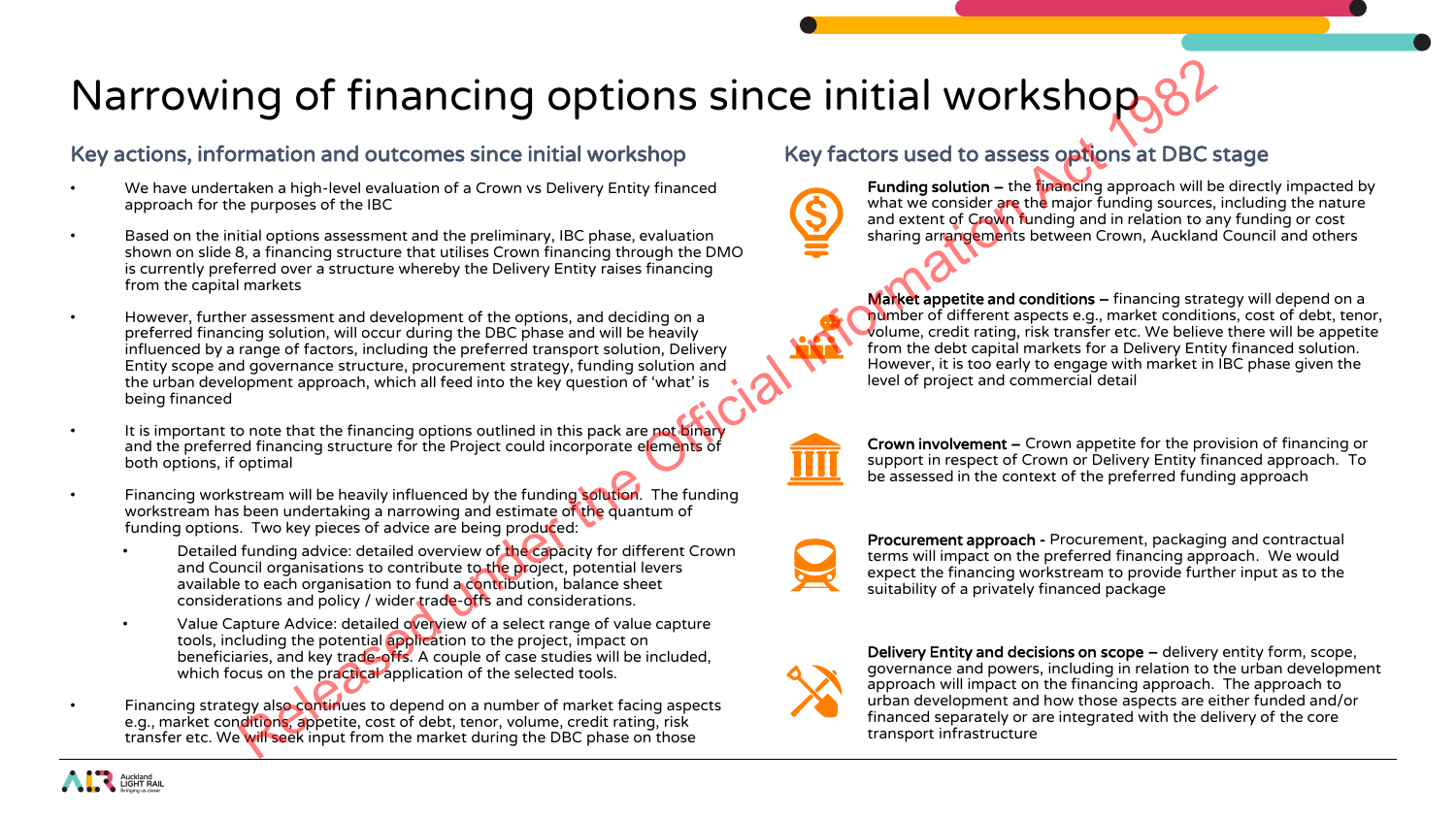# Narrowing of financing options since initial workshop

## Key actions, information and outcomes since initial workshop

- We have undertaken a high-level evaluation of a Crown vs Delivery Entity financed approach for the purposes of the IBC
- Based on the initial options assessment and the preliminary, IBC phase, evaluation shown on slide 8, a financing structure that utilises Crown financing through the DMO is currently preferred over a structure whereby the Delivery Entity raises financing from the capital markets
- However, further assessment and development of the options, and deciding on a preferred financing solution, will occur during the DBC phase and will be heavily influenced by a range of factors, including the preferred transport solution, Delivery Entity scope and governance structure, procurement strategy, funding solution and the urban development approach, which all feed into the key question of 'what' is being financed
- It is important to note that the financing options outlined in this pack are not binary and the preferred financing structure for the Project could incorporate elements of both options, if optimal
- Financing workstream will be heavily influenced by the funding solution. The funding workstream has been undertaking a narrowing and estimate of the quantum of funding options. Two key pieces of advice are being produced:
  - Detailed funding advice: detailed overview of the capacity for different Crown and Council organisations to contribute to the project, potential levers available to each organisation to fund a contribution, balance sheet considerations and policy / wider trade-offs and considerations.
  - Value Capture Advice: detailed overview of a select range of value capture tools, including the potential application to the project, impact on beneficiaries, and key trade-offs. A couple of case studies will be included, which focus on the practical application of the selected tools.
- Financing strategy also continues to depend on a number of market facing aspects e.g., market conditions, appetite, cost of debt, tenor, volume, credit rating, risk transfer etc. We will seek input from the market during the DBC phase on those

## Key factors used to assess options at DBC stage

**Funding solution –** the financing approach will be directly impacted by what we consider are the major funding sources, including the nature and extent of Crown funding and in relation to any funding or cost sharing arrangements between Crown, Auckland Council and others

**Market appetite and conditions –** financing strategy will depend on a number of different aspects e.g., market conditions, cost of debt, tenor, volume, credit rating, risk transfer etc. We believe there will be appetite from the debt capital markets for a Delivery Entity financed solution. However, it is too early to engage with market in IBC phase given the level of project and commercial detail

**Crown involvement –** Crown appetite for the provision of financing or support in respect of Crown or Delivery Entity financed approach. To be assessed in the context of the preferred funding approach

**Procurement approach -** Procurement, packaging and contractual terms will impact on the preferred financing approach. We would expect the financing workstream to provide further input as to the suitability of a privately financed package

**Delivery Entity and decisions on scope –** delivery entity form, scope, governance and powers, including in relation to the urban development approach will impact on the financing approach. The approach to urban development and how those aspects are either funded and/or financed separately or are integrated with the delivery of the core transport infrastructure

Released under the Official Information Act 1982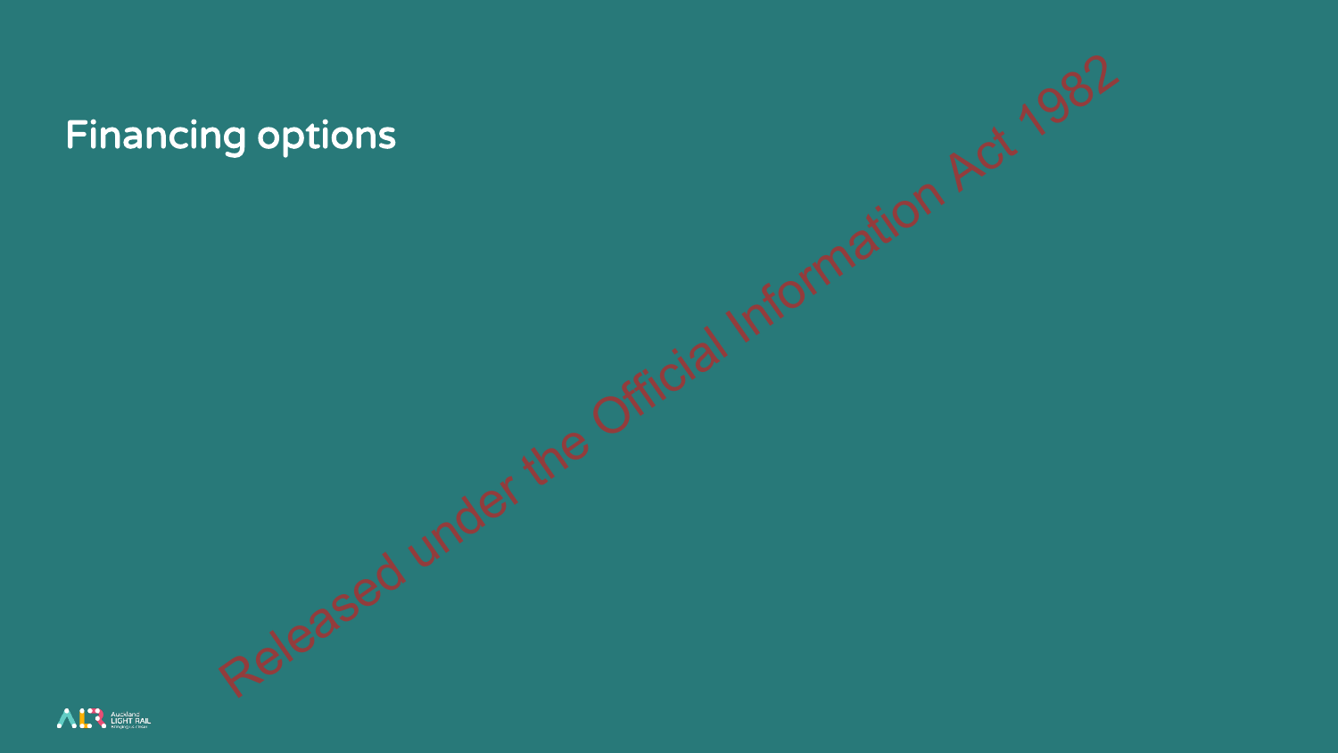# Financing options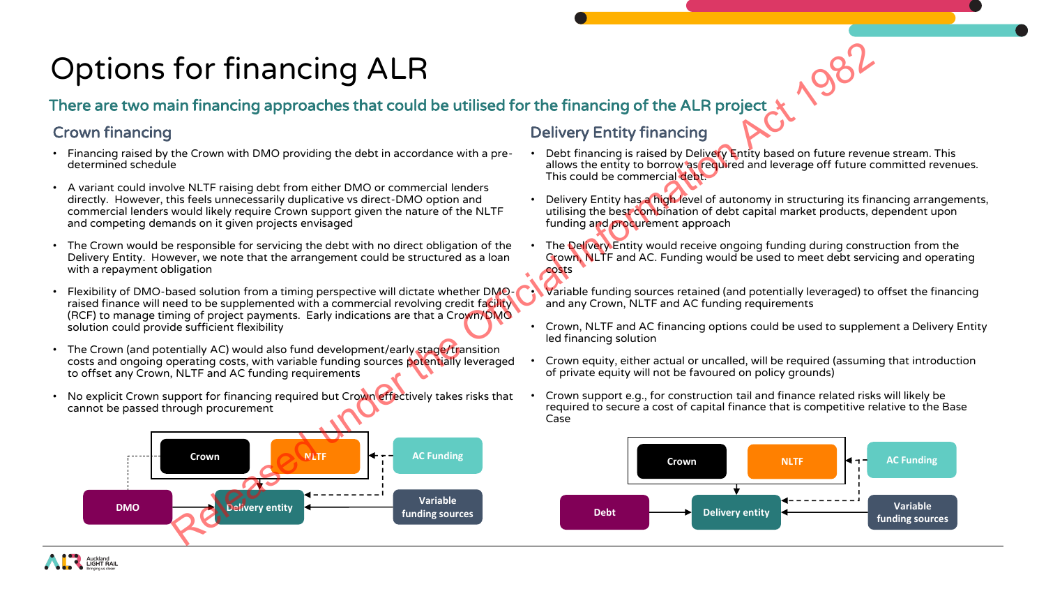# Options for financing ALR

## There are two main financing approaches that could be utilised for the financing of the ALR project

### Crown financing

- Financing raised by the Crown with DMO providing the debt in accordance with a pre-determined schedule
- A variant could involve NLTF raising debt from either DMO or commercial lenders directly. However, this feels unnecessarily duplicative vs direct-DMO option and commercial lenders would likely require Crown support given the nature of the NLTF and competing demands on it given projects envisaged
- The Crown would be responsible for servicing the debt with no direct obligation of the Delivery Entity. However, we note that the arrangement could be structured as a loan with a repayment obligation
- Flexibility of DMO-based solution from a timing perspective will dictate whether DMO-raised finance will need to be supplemented with a commercial revolving credit facility (RCF) to manage timing of project payments. Early indications are that a Crown/DMO solution could provide sufficient flexibility
- The Crown (and potentially AC) would also fund development/early stage/transition costs and ongoing operating costs, with variable funding sources potentially leveraged to offset any Crown, NLTF and AC funding requirements
- No explicit Crown support for financing required but Crown effectively takes risks that cannot be passed through procurement

Crown | NLTF | AC Funding | DMO | Delivery entity | Variable funding sources

### Delivery Entity financing

- Debt financing is raised by Delivery Entity based on future revenue stream. This allows the entity to borrow as required and leverage off future committed revenues. This could be commercial debt.
- Delivery Entity has a high level of autonomy in structuring its financing arrangements, utilising the best combination of debt capital market products, dependent upon funding and procurement approach
- The Delivery Entity would receive ongoing funding during construction from the Crown, NLTF and AC. Funding would be used to meet debt servicing and operating costs
- Variable funding sources retained (and potentially leveraged) to offset the financing and any Crown, NLTF and AC funding requirements
- Crown, NLTF and AC financing options could be used to supplement a Delivery Entity led financing solution
- Crown equity, either actual or uncalled, will be required (assuming that introduction of private equity will not be favoured on policy grounds)
- Crown support e.g., for construction tail and finance related risks will likely be required to secure a cost of capital finance that is competitive relative to the Base Case

Crown | NLTF | AC Funding | Debt | Delivery entity | Variable funding sources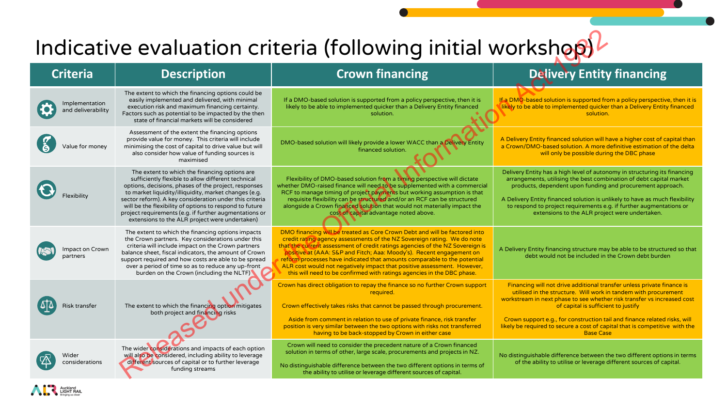# Indicative evaluation criteria (following initial workshop)

| Criteria | Description | Crown financing | Delivery Entity financing |
| --- | --- | --- | --- |
| Implementation and deliverability | The extent to which the financing options could be easily implemented and delivered, with minimal execution risk and maximum financing certainty. Factors such as potential to be impacted by the then state of financial markets will be considered | If a DMO-based solution is supported from a policy perspective, then it is likely to be able to implemented quicker than a Delivery Entity financed solution. | If a DMO-based solution is supported from a policy perspective, then it is likely to be able to implemented quicker than a Delivery Entity financed solution. |
| Value for money | Assessment of the extent the financing options provide value for money. This criteria will include minimising the cost of capital to drive value but will also consider how value of funding sources is maximised | DMO-based solution will likely provide a lower WACC than a Delivery Entity financed solution. | A Delivery Entity financed solution will have a higher cost of capital than a Crown/DMO-based solution. A more definitive estimation of the delta will only be possible during the DBC phase |
| Flexibility | The extent to which the financing options are sufficiently flexible to allow different technical options, decisions, phases of the project, responses to market liquidity/illiquidity, market changes (e.g. sector reform). A key consideration under this criteria will be the flexibility of options to respond to future project requirements (e.g. if further augmentations or extensions to the ALR project were undertaken) | Flexibility of DMO-based solution from a timing perspective will dictate whether DMO-raised finance will need to be supplemented with a commercial RCF to manage timing of project payments but working assumption is that requisite flexibility can be structured and/or an RCF can be structured alongside a Crown financed solution that would not materially impact the cost of capital advantage noted above. | Delivery Entity has a high level of autonomy in structuring its financing arrangements, utilising the best combination of debt capital market products, dependent upon funding and procurement approach.<br><br>A Delivery Entity financed solution is unlikely to have as much flexibility to respond to project requirements e.g. if further augmentations or extensions to the ALR project were undertaken. |
| Impact on Crown partners | The extent to which the financing options impacts the Crown partners. Key considerations under this criteria will include impact on the Crown partners balance sheet, fiscal indicators, the amount of Crown support required and how costs are able to be spread over a period of time so as to reduce any up-front burden on the Crown (including the NLTF) | DMO financing will be treated as Core Crown Debt and will be factored into credit rating agency assessments of the NZ Sovereign rating. We do note that the current assessment of credit ratings agencies of the NZ Sovereign is positive at (AAA: S&P and Fitch; Aaa: Moody's). Recent engagement on reform processes have indicated that amounts comparable to the potential ALR cost would not negatively impact that positive assessment. However, this will need to be confirmed with ratings agencies in the DBC phase. | A Delivery Entity financing structure may be able to be structured so that debt would not be included in the Crown debt burden |
| Risk transfer | The extent to which the financing option mitigates both project and financing risks | Crown has direct obligation to repay the finance so no further Crown support required.<br><br>Crown effectively takes risks that cannot be passed through procurement.<br><br>Aside from comment in relation to use of private finance, risk transfer position is very similar between the two options with risks not transferred having to be back-stopped by Crown in either case | Financing will not drive additional transfer unless private finance is utilised in the structure. Will work in tandem with procurement workstream in next phase to see whether risk transfer vs increased cost of capital is sufficient to justify<br><br>Crown support e.g., for construction tail and finance related risks, will likely be required to secure a cost of capital that is competitive with the Base Case |
| Wider considerations | The wider considerations and impacts of each option will also be considered, including ability to leverage different sources of capital or to further leverage funding streams | Crown will need to consider the precedent nature of a Crown financed solution in terms of other, large scale, procurements and projects in NZ.<br><br>No distinguishable difference between the two different options in terms of the ability to utilise or leverage different sources of capital. | No distinguishable difference between the two different options in terms of the ability to utilise or leverage different sources of capital. |

Released under the Official Information Act 1982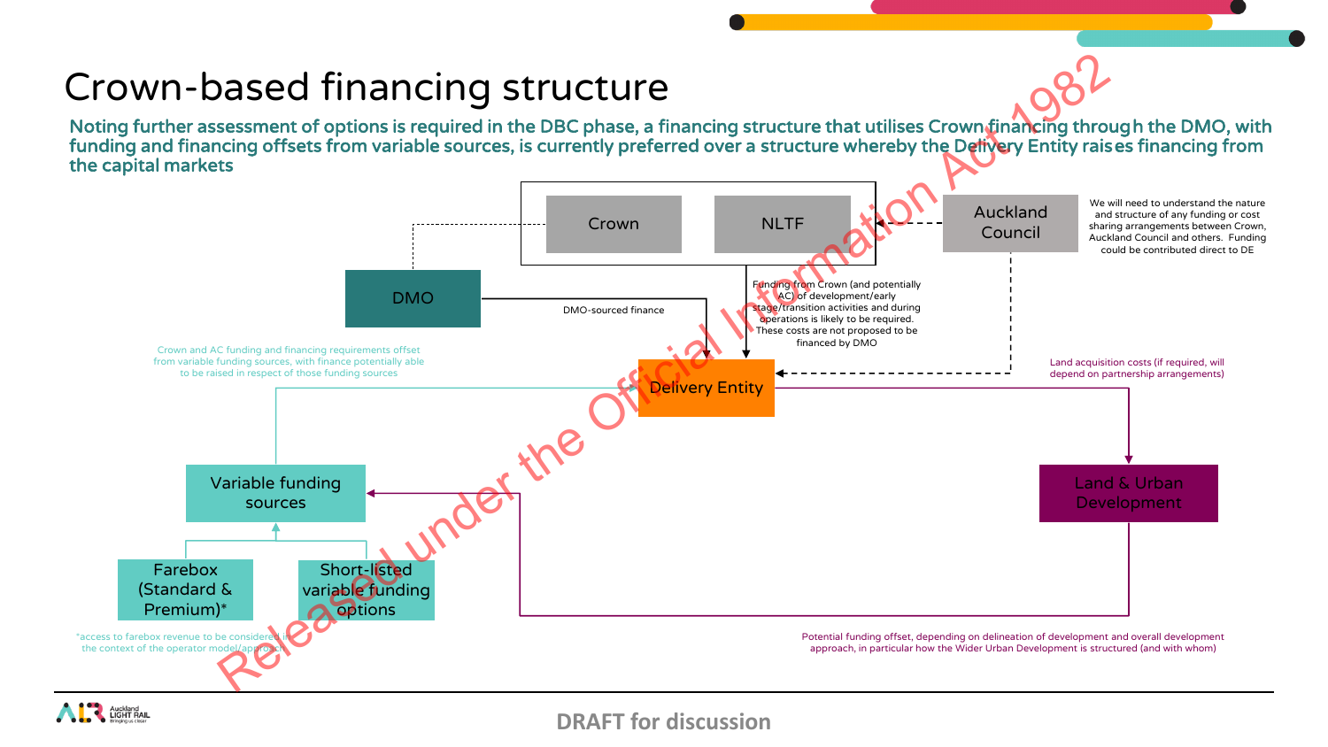# Crown-based financing structure

**Noting further assessment of options is required in the DBC phase, a financing structure that utilises Crown financing through the DMO, with funding and financing offsets from variable sources, is currently preferred over a structure whereby the Delivery Entity raises financing from the capital markets**

Crown

NLTF

Auckland Council

We will need to understand the nature and structure of any funding or cost sharing arrangements between Crown, Auckland Council and others. Funding could be contributed direct to DE

DMO

DMO-sourced finance

Funding from Crown (and potentially AC) of development/early stage/transition activities and during operations is likely to be required. These costs are not proposed to be financed by DMO

Crown and AC funding and financing requirements offset from variable funding sources, with finance potentially able to be raised in respect of those funding sources

Delivery Entity

Land acquisition costs (if required, will depend on partnership arrangements)

Variable funding sources

Land & Urban Development

Farebox (Standard & Premium)*

Short-listed variable funding options

*access to farebox revenue to be considered in the context of the operator model/approach

Potential funding offset, depending on delineation of development and overall development approach, in particular how the Wider Urban Development is structured (and with whom)

Released under the Official Information Act 1982

DRAFT for discussion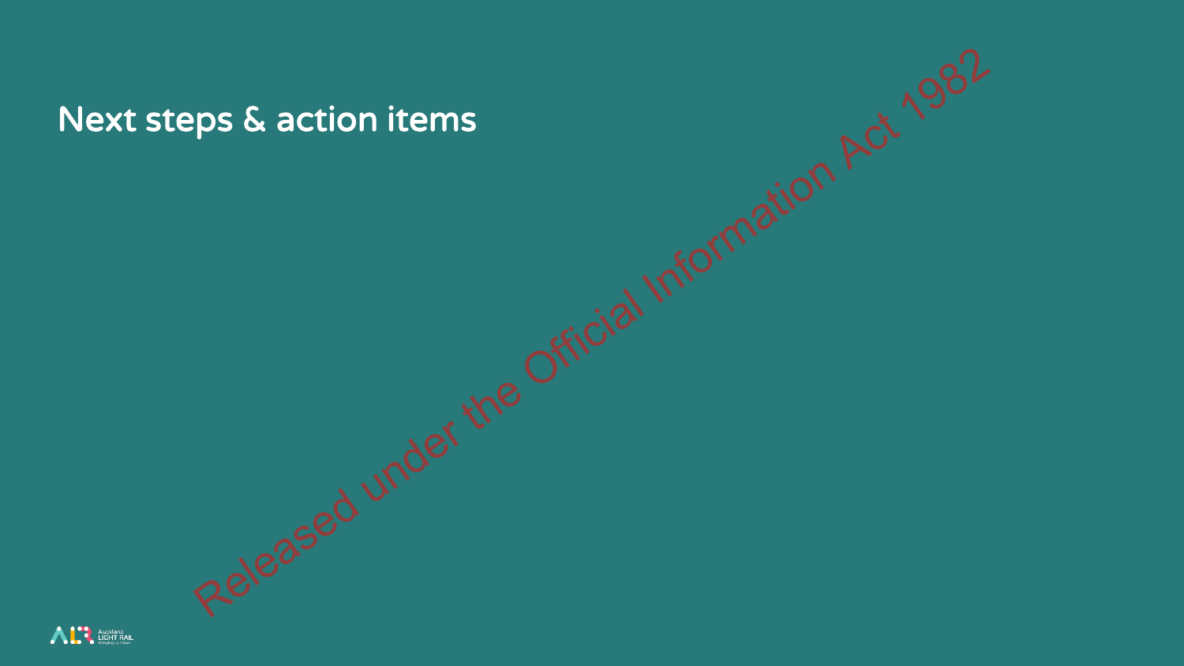# Next steps & action items

Released under the Official Information Act 1982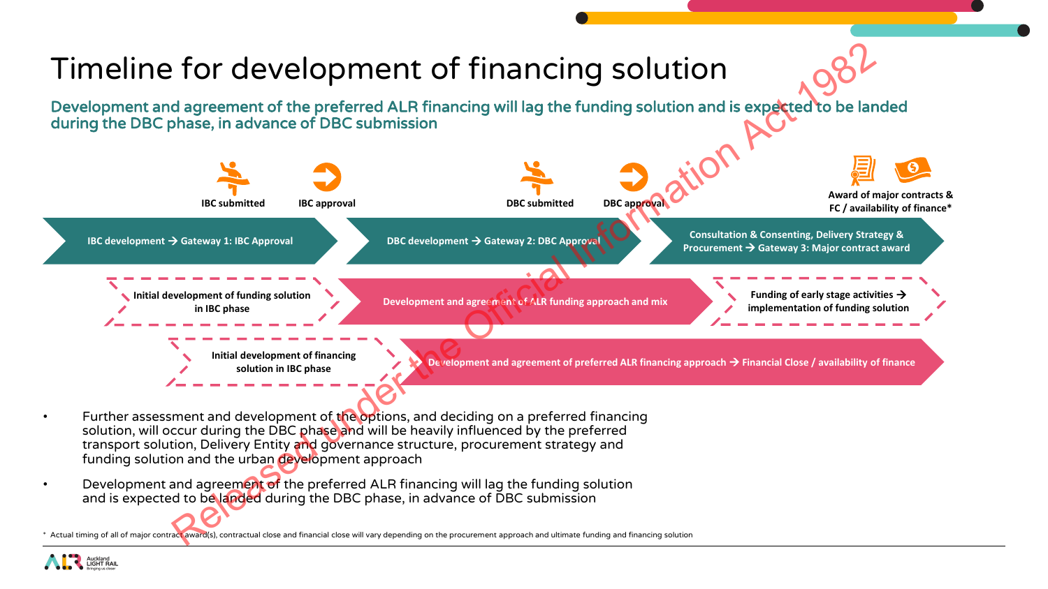# Timeline for development of financing solution

**Development and agreement of the preferred ALR financing will lag the funding solution and is expected to be landed during the DBC phase, in advance of DBC submission**

IBC submitted | IBC approval | DBC submitted | DBC approval | Award of major contracts & FC / availability of finance*

- IBC development → Gateway 1: IBC Approval
- DBC development → Gateway 2: DBC Approval
- Consultation & Consenting, Delivery Strategy & Procurement → Gateway 3: Major contract award

- Initial development of funding solution in IBC phase
- Development and agreement of ALR funding approach and mix
- Funding of early stage activities → implementation of funding solution

- Initial development of financing solution in IBC phase
- Development and agreement of preferred ALR financing approach → Financial Close / availability of finance

- Further assessment and development of the options, and deciding on a preferred financing solution, will occur during the DBC phase and will be heavily influenced by the preferred transport solution, Delivery Entity and governance structure, procurement strategy and funding solution and the urban development approach
- Development and agreement of the preferred ALR financing will lag the funding solution and is expected to be landed during the DBC phase, in advance of DBC submission

* Actual timing of all of major contract award(s), contractual close and financial close will vary depending on the procurement approach and ultimate funding and financing solution

Released under the Official Information Act 1982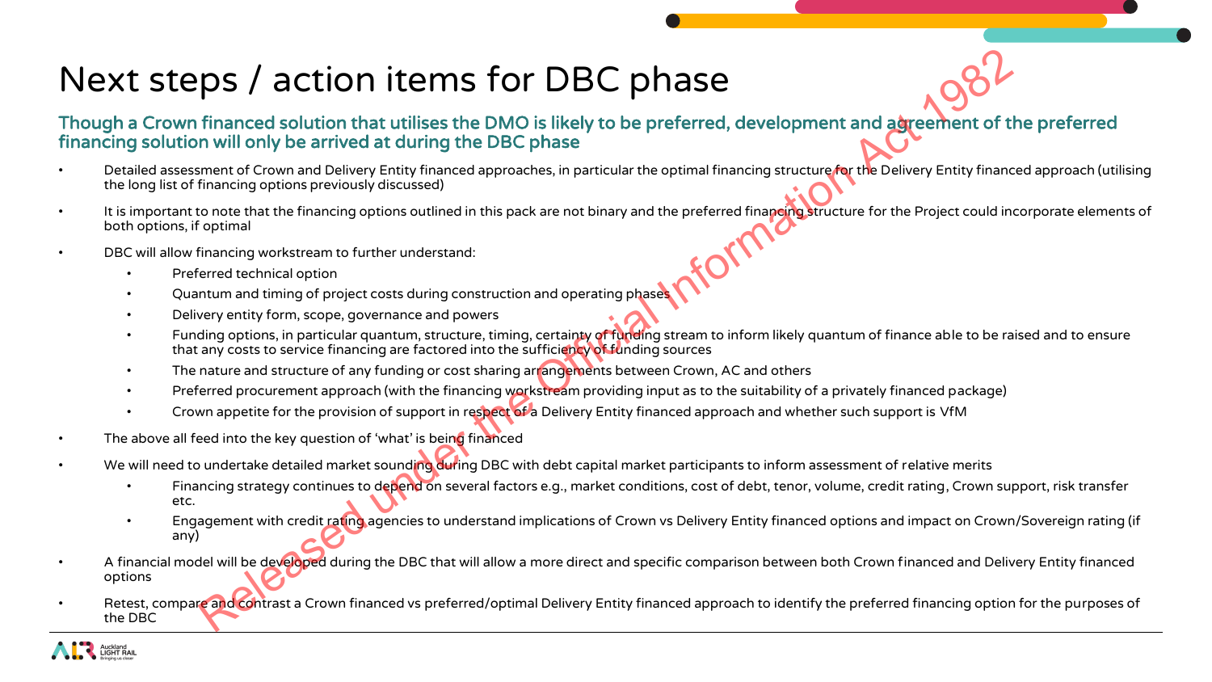# Next steps / action items for DBC phase

## Though a Crown financed solution that utilises the DMO is likely to be preferred, development and agreement of the preferred financing solution will only be arrived at during the DBC phase

- Detailed assessment of Crown and Delivery Entity financed approaches, in particular the optimal financing structure for the Delivery Entity financed approach (utilising the long list of financing options previously discussed)
- It is important to note that the financing options outlined in this pack are not binary and the preferred financing structure for the Project could incorporate elements of both options, if optimal
- DBC will allow financing workstream to further understand:
  - Preferred technical option
  - Quantum and timing of project costs during construction and operating phases
  - Delivery entity form, scope, governance and powers
  - Funding options, in particular quantum, structure, timing, certainty of funding stream to inform likely quantum of finance able to be raised and to ensure that any costs to service financing are factored into the sufficiency of funding sources
  - The nature and structure of any funding or cost sharing arrangements between Crown, AC and others
  - Preferred procurement approach (with the financing workstream providing input as to the suitability of a privately financed package)
  - Crown appetite for the provision of support in respect of a Delivery Entity financed approach and whether such support is VfM
- The above all feed into the key question of 'what' is being financed
- We will need to undertake detailed market sounding during DBC with debt capital market participants to inform assessment of relative merits
  - Financing strategy continues to depend on several factors e.g., market conditions, cost of debt, tenor, volume, credit rating, Crown support, risk transfer etc.
  - Engagement with credit rating agencies to understand implications of Crown vs Delivery Entity financed options and impact on Crown/Sovereign rating (if any)
- A financial model will be developed during the DBC that will allow a more direct and specific comparison between both Crown financed and Delivery Entity financed options
- Retest, compare and contrast a Crown financed vs preferred/optimal Delivery Entity financed approach to identify the preferred financing option for the purposes of the DBC

Released under the Official Information Act 1982